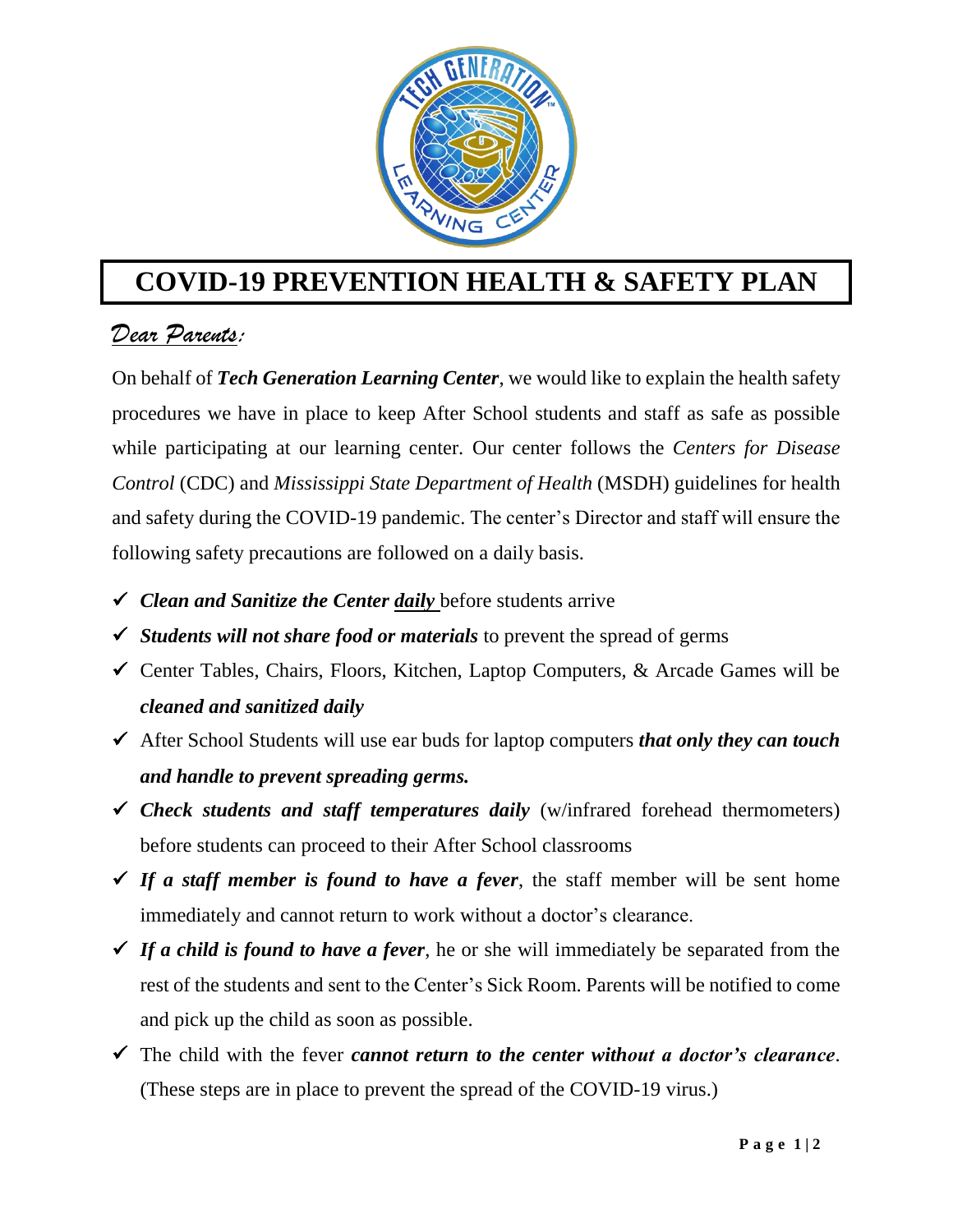# COVID-19 PREVENTION HEALTH & SAFETY PLAN

*Dear Parents:*

On behalf of ***Tech Generation Learning Center***, we would like to explain the health safety procedures we have in place to keep After School students and staff as safe as possible while participating at our learning center. Our center follows the *Centers for Disease Control* (CDC) and *Mississippi State Department of Health* (MSDH) guidelines for health and safety during the COVID-19 pandemic. The center's Director and staff will ensure the following safety precautions are followed on a daily basis.

- ✓ ***Clean and Sanitize the Center daily*** before students arrive
- ✓ ***Students will not share food or materials*** to prevent the spread of germs
- ✓ Center Tables, Chairs, Floors, Kitchen, Laptop Computers, & Arcade Games will be ***cleaned and sanitized daily***
- ✓ After School Students will use ear buds for laptop computers ***that only they can touch and handle to prevent spreading germs.***
- ✓ ***Check students and staff temperatures daily*** (w/infrared forehead thermometers) before students can proceed to their After School classrooms
- ✓ ***If a staff member is found to have a fever***, the staff member will be sent home immediately and cannot return to work without a doctor's clearance.
- ✓ ***If a child is found to have a fever***, he or she will immediately be separated from the rest of the students and sent to the Center's Sick Room. Parents will be notified to come and pick up the child as soon as possible.
- ✓ The child with the fever ***cannot return to the center without a doctor's clearance***. (These steps are in place to prevent the spread of the COVID-19 virus.)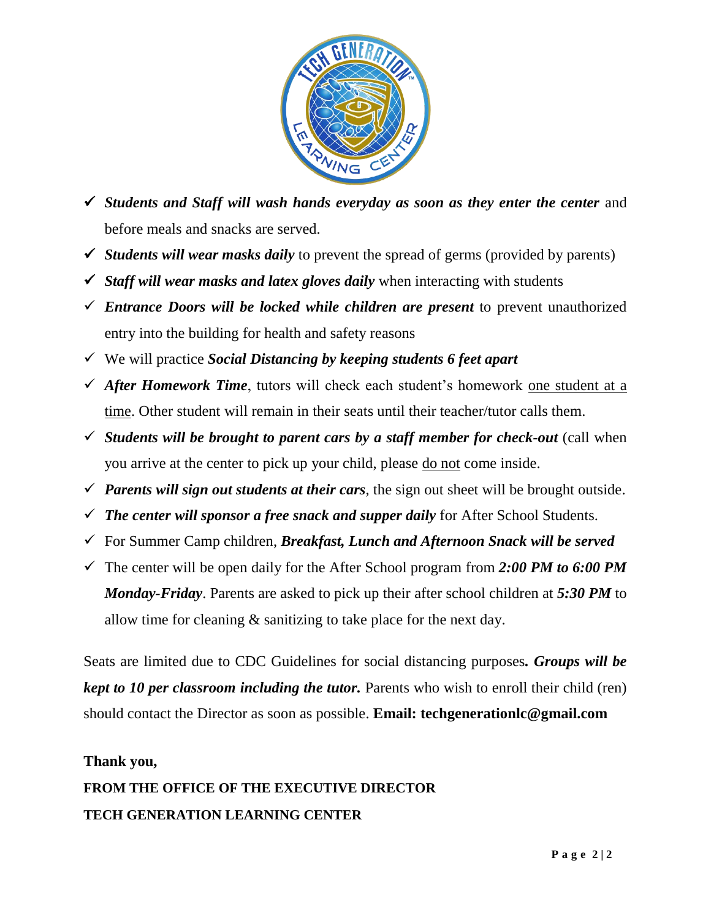- ✓ ***Students and Staff will wash hands everyday as soon as they enter the center*** and before meals and snacks are served.
- ✓ ***Students will wear masks daily*** to prevent the spread of germs (provided by parents)
- ✓ ***Staff will wear masks and latex gloves daily*** when interacting with students
- ✓ ***Entrance Doors will be locked while children are present*** to prevent unauthorized entry into the building for health and safety reasons
- ✓ We will practice ***Social Distancing by keeping students 6 feet apart***
- ✓ ***After Homework Time***, tutors will check each student's homework <u>one student at a time</u>. Other student will remain in their seats until their teacher/tutor calls them.
- ✓ ***Students will be brought to parent cars by a staff member for check-out*** (call when you arrive at the center to pick up your child, please <u>do not</u> come inside.
- ✓ ***Parents will sign out students at their cars***, the sign out sheet will be brought outside.
- ✓ ***The center will sponsor a free snack and supper daily*** for After School Students.
- ✓ For Summer Camp children, ***Breakfast, Lunch and Afternoon Snack will be served***
- ✓ The center will be open daily for the After School program from ***2:00 PM to 6:00 PM Monday-Friday***. Parents are asked to pick up their after school children at ***5:30 PM*** to allow time for cleaning & sanitizing to take place for the next day.

Seats are limited due to CDC Guidelines for social distancing purposes***. Groups will be kept to 10 per classroom including the tutor.*** Parents who wish to enroll their child (ren) should contact the Director as soon as possible. **Email: techgenerationlc@gmail.com**

**Thank you,**

**FROM THE OFFICE OF THE EXECUTIVE DIRECTOR**

**TECH GENERATION LEARNING CENTER**